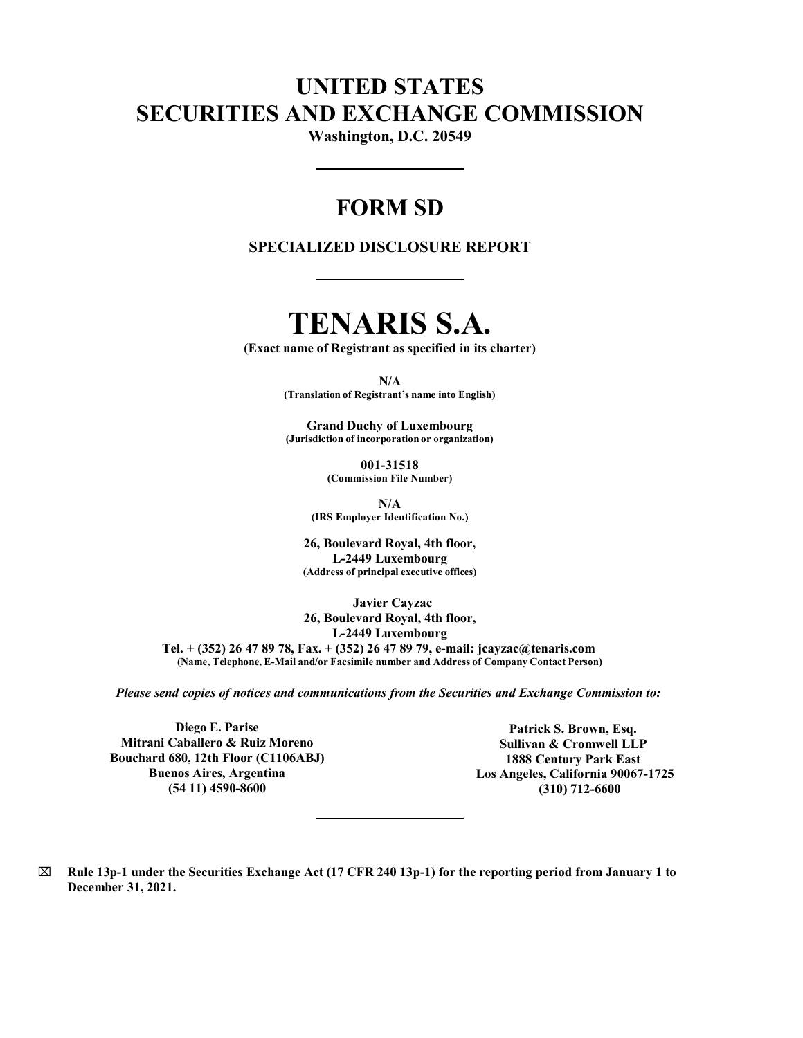# UNITED STATES SECURITIES AND EXCHANGE COMMISSION

**Washington, D.C. 20549**

---

# FORM SD

**SPECIALIZED DISCLOSURE REPORT**

---

# TENARIS S.A.

**(Exact name of Registrant as specified in its charter)**

**N/A**
**(Translation of Registrant's name into English)**

**Grand Duchy of Luxembourg**
**(Jurisdiction of incorporation or organization)**

**001-31518**
**(Commission File Number)**

**N/A**
**(IRS Employer Identification No.)**

**26, Boulevard Royal, 4th floor,**
**L-2449 Luxembourg**
**(Address of principal executive offices)**

**Javier Cayzac**
**26, Boulevard Royal, 4th floor,**
**L-2449 Luxembourg**
**Tel. + (352) 26 47 89 78, Fax. + (352) 26 47 89 79, e-mail: jcayzac@tenaris.com**
**(Name, Telephone, E-Mail and/or Facsimile number and Address of Company Contact Person)**

***Please send copies of notices and communications from the Securities and Exchange Commission to:***

**Diego E. Parise**
**Mitrani Caballero & Ruiz Moreno**
**Bouchard 680, 12th Floor (C1106ABJ)**
**Buenos Aires, Argentina**
**(54 11) 4590-8600**

**Patrick S. Brown, Esq.**
**Sullivan & Cromwell LLP**
**1888 Century Park East**
**Los Angeles, California 90067-1725**
**(310) 712-6600**

---

☒ **Rule 13p-1 under the Securities Exchange Act (17 CFR 240 13p-1) for the reporting period from January 1 to December 31, 2021.**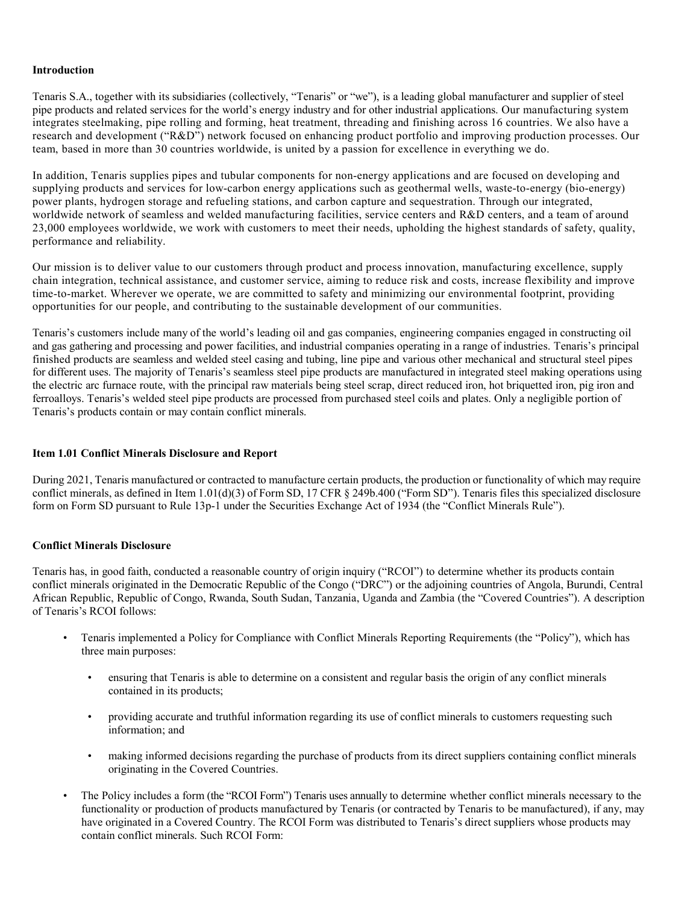**Introduction**

Tenaris S.A., together with its subsidiaries (collectively, "Tenaris" or "we"), is a leading global manufacturer and supplier of steel pipe products and related services for the world's energy industry and for other industrial applications. Our manufacturing system integrates steelmaking, pipe rolling and forming, heat treatment, threading and finishing across 16 countries. We also have a research and development ("R&D") network focused on enhancing product portfolio and improving production processes. Our team, based in more than 30 countries worldwide, is united by a passion for excellence in everything we do.

In addition, Tenaris supplies pipes and tubular components for non-energy applications and are focused on developing and supplying products and services for low-carbon energy applications such as geothermal wells, waste-to-energy (bio-energy) power plants, hydrogen storage and refueling stations, and carbon capture and sequestration. Through our integrated, worldwide network of seamless and welded manufacturing facilities, service centers and R&D centers, and a team of around 23,000 employees worldwide, we work with customers to meet their needs, upholding the highest standards of safety, quality, performance and reliability.

Our mission is to deliver value to our customers through product and process innovation, manufacturing excellence, supply chain integration, technical assistance, and customer service, aiming to reduce risk and costs, increase flexibility and improve time-to-market. Wherever we operate, we are committed to safety and minimizing our environmental footprint, providing opportunities for our people, and contributing to the sustainable development of our communities.

Tenaris's customers include many of the world's leading oil and gas companies, engineering companies engaged in constructing oil and gas gathering and processing and power facilities, and industrial companies operating in a range of industries. Tenaris's principal finished products are seamless and welded steel casing and tubing, line pipe and various other mechanical and structural steel pipes for different uses. The majority of Tenaris's seamless steel pipe products are manufactured in integrated steel making operations using the electric arc furnace route, with the principal raw materials being steel scrap, direct reduced iron, hot briquetted iron, pig iron and ferroalloys. Tenaris's welded steel pipe products are processed from purchased steel coils and plates. Only a negligible portion of Tenaris's products contain or may contain conflict minerals.

**Item 1.01 Conflict Minerals Disclosure and Report**

During 2021, Tenaris manufactured or contracted to manufacture certain products, the production or functionality of which may require conflict minerals, as defined in Item 1.01(d)(3) of Form SD, 17 CFR § 249b.400 ("Form SD"). Tenaris files this specialized disclosure form on Form SD pursuant to Rule 13p-1 under the Securities Exchange Act of 1934 (the "Conflict Minerals Rule").

**Conflict Minerals Disclosure**

Tenaris has, in good faith, conducted a reasonable country of origin inquiry ("RCOI") to determine whether its products contain conflict minerals originated in the Democratic Republic of the Congo ("DRC") or the adjoining countries of Angola, Burundi, Central African Republic, Republic of Congo, Rwanda, South Sudan, Tanzania, Uganda and Zambia (the "Covered Countries"). A description of Tenaris's RCOI follows:

- Tenaris implemented a Policy for Compliance with Conflict Minerals Reporting Requirements (the "Policy"), which has three main purposes:
  - ensuring that Tenaris is able to determine on a consistent and regular basis the origin of any conflict minerals contained in its products;
  - providing accurate and truthful information regarding its use of conflict minerals to customers requesting such information; and
  - making informed decisions regarding the purchase of products from its direct suppliers containing conflict minerals originating in the Covered Countries.
- The Policy includes a form (the "RCOI Form") Tenaris uses annually to determine whether conflict minerals necessary to the functionality or production of products manufactured by Tenaris (or contracted by Tenaris to be manufactured), if any, may have originated in a Covered Country. The RCOI Form was distributed to Tenaris's direct suppliers whose products may contain conflict minerals. Such RCOI Form: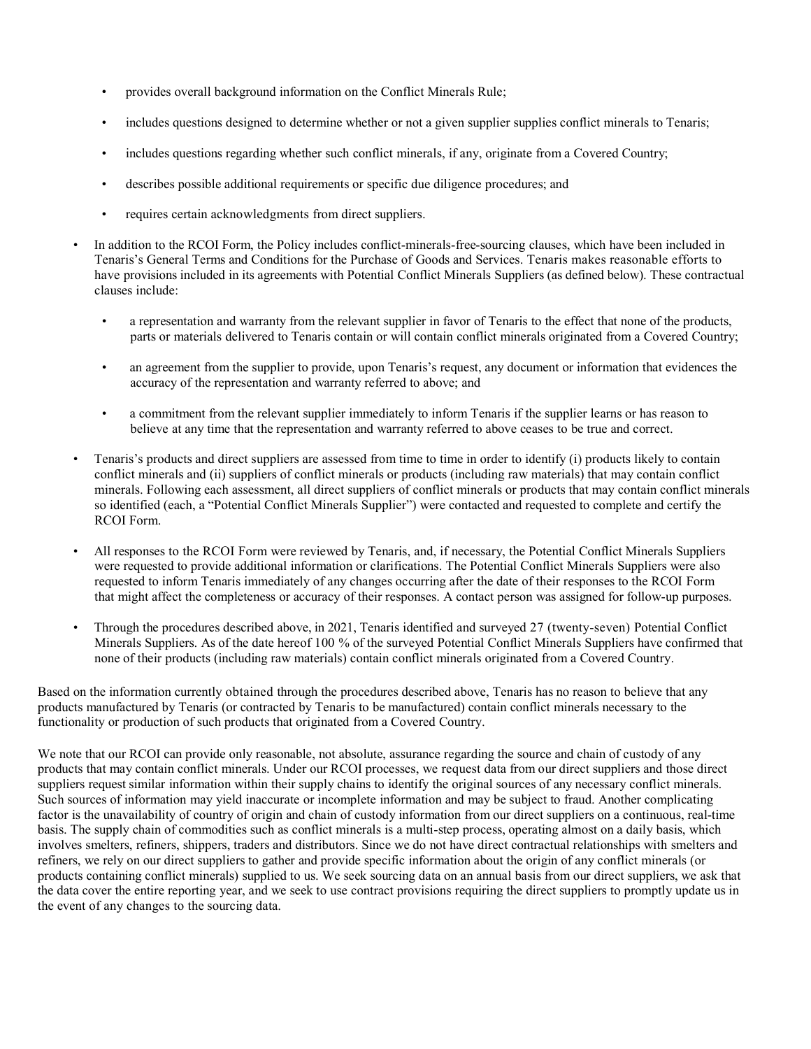- provides overall background information on the Conflict Minerals Rule;
- includes questions designed to determine whether or not a given supplier supplies conflict minerals to Tenaris;
- includes questions regarding whether such conflict minerals, if any, originate from a Covered Country;
- describes possible additional requirements or specific due diligence procedures; and
- requires certain acknowledgments from direct suppliers.

- In addition to the RCOI Form, the Policy includes conflict-minerals-free-sourcing clauses, which have been included in Tenaris's General Terms and Conditions for the Purchase of Goods and Services. Tenaris makes reasonable efforts to have provisions included in its agreements with Potential Conflict Minerals Suppliers (as defined below). These contractual clauses include:
  - a representation and warranty from the relevant supplier in favor of Tenaris to the effect that none of the products, parts or materials delivered to Tenaris contain or will contain conflict minerals originated from a Covered Country;
  - an agreement from the supplier to provide, upon Tenaris's request, any document or information that evidences the accuracy of the representation and warranty referred to above; and
  - a commitment from the relevant supplier immediately to inform Tenaris if the supplier learns or has reason to believe at any time that the representation and warranty referred to above ceases to be true and correct.
- Tenaris's products and direct suppliers are assessed from time to time in order to identify (i) products likely to contain conflict minerals and (ii) suppliers of conflict minerals or products (including raw materials) that may contain conflict minerals. Following each assessment, all direct suppliers of conflict minerals or products that may contain conflict minerals so identified (each, a "Potential Conflict Minerals Supplier") were contacted and requested to complete and certify the RCOI Form.
- All responses to the RCOI Form were reviewed by Tenaris, and, if necessary, the Potential Conflict Minerals Suppliers were requested to provide additional information or clarifications. The Potential Conflict Minerals Suppliers were also requested to inform Tenaris immediately of any changes occurring after the date of their responses to the RCOI Form that might affect the completeness or accuracy of their responses. A contact person was assigned for follow-up purposes.
- Through the procedures described above, in 2021, Tenaris identified and surveyed 27 (twenty-seven) Potential Conflict Minerals Suppliers. As of the date hereof 100 % of the surveyed Potential Conflict Minerals Suppliers have confirmed that none of their products (including raw materials) contain conflict minerals originated from a Covered Country.

Based on the information currently obtained through the procedures described above, Tenaris has no reason to believe that any products manufactured by Tenaris (or contracted by Tenaris to be manufactured) contain conflict minerals necessary to the functionality or production of such products that originated from a Covered Country.

We note that our RCOI can provide only reasonable, not absolute, assurance regarding the source and chain of custody of any products that may contain conflict minerals. Under our RCOI processes, we request data from our direct suppliers and those direct suppliers request similar information within their supply chains to identify the original sources of any necessary conflict minerals. Such sources of information may yield inaccurate or incomplete information and may be subject to fraud. Another complicating factor is the unavailability of country of origin and chain of custody information from our direct suppliers on a continuous, real-time basis. The supply chain of commodities such as conflict minerals is a multi-step process, operating almost on a daily basis, which involves smelters, refiners, shippers, traders and distributors. Since we do not have direct contractual relationships with smelters and refiners, we rely on our direct suppliers to gather and provide specific information about the origin of any conflict minerals (or products containing conflict minerals) supplied to us. We seek sourcing data on an annual basis from our direct suppliers, we ask that the data cover the entire reporting year, and we seek to use contract provisions requiring the direct suppliers to promptly update us in the event of any changes to the sourcing data.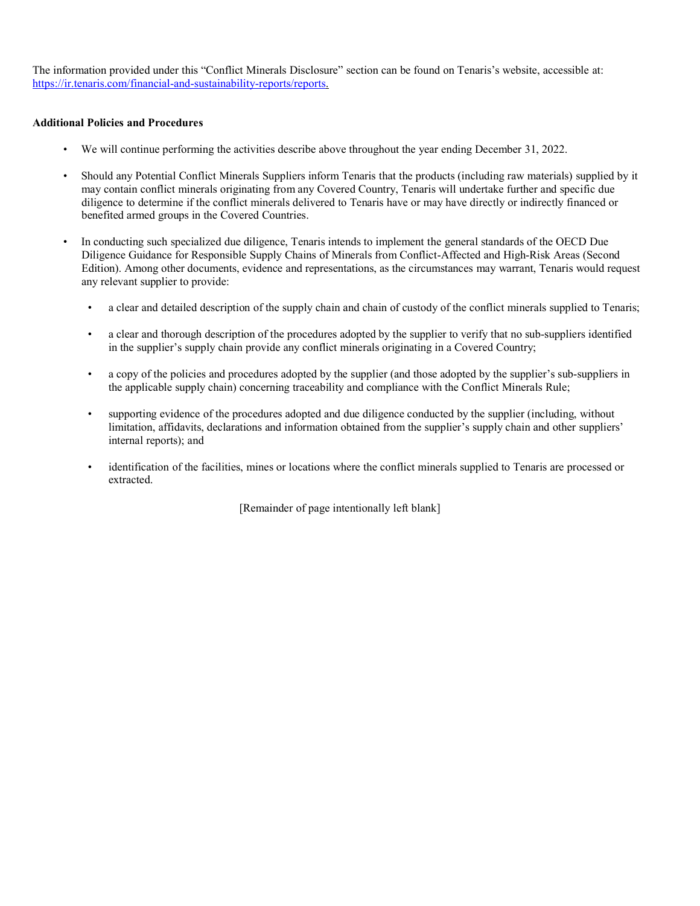The information provided under this "Conflict Minerals Disclosure" section can be found on Tenaris's website, accessible at: [https://ir.tenaris.com/financial-and-sustainability-reports/reports.](https://ir.tenaris.com/financial-and-sustainability-reports/reports)

**Additional Policies and Procedures**

- We will continue performing the activities describe above throughout the year ending December 31, 2022.
- Should any Potential Conflict Minerals Suppliers inform Tenaris that the products (including raw materials) supplied by it may contain conflict minerals originating from any Covered Country, Tenaris will undertake further and specific due diligence to determine if the conflict minerals delivered to Tenaris have or may have directly or indirectly financed or benefited armed groups in the Covered Countries.
- In conducting such specialized due diligence, Tenaris intends to implement the general standards of the OECD Due Diligence Guidance for Responsible Supply Chains of Minerals from Conflict-Affected and High-Risk Areas (Second Edition). Among other documents, evidence and representations, as the circumstances may warrant, Tenaris would request any relevant supplier to provide:
  - a clear and detailed description of the supply chain and chain of custody of the conflict minerals supplied to Tenaris;
  - a clear and thorough description of the procedures adopted by the supplier to verify that no sub-suppliers identified in the supplier's supply chain provide any conflict minerals originating in a Covered Country;
  - a copy of the policies and procedures adopted by the supplier (and those adopted by the supplier's sub-suppliers in the applicable supply chain) concerning traceability and compliance with the Conflict Minerals Rule;
  - supporting evidence of the procedures adopted and due diligence conducted by the supplier (including, without limitation, affidavits, declarations and information obtained from the supplier's supply chain and other suppliers' internal reports); and
  - identification of the facilities, mines or locations where the conflict minerals supplied to Tenaris are processed or extracted.

[Remainder of page intentionally left blank]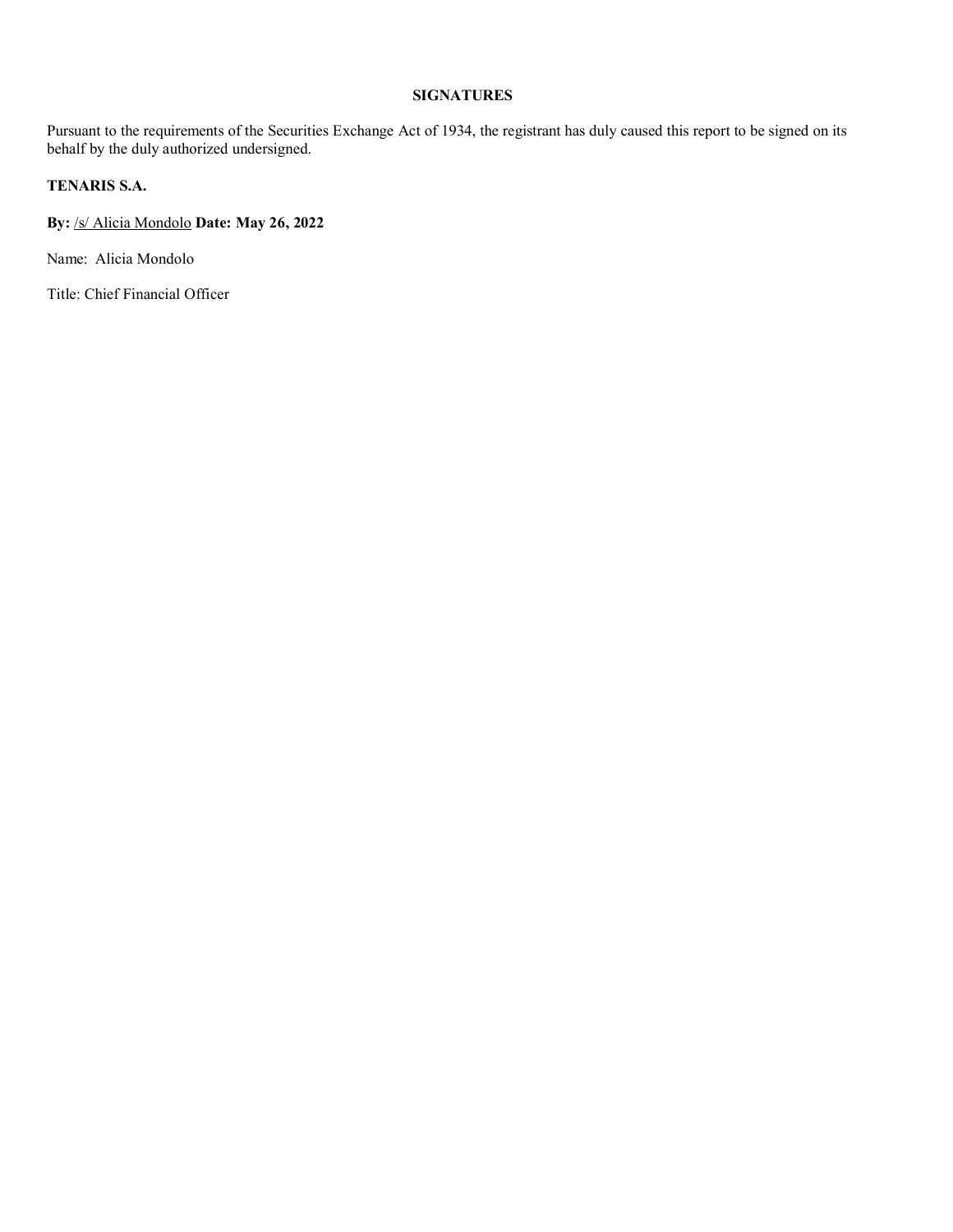**SIGNATURES**

Pursuant to the requirements of the Securities Exchange Act of 1934, the registrant has duly caused this report to be signed on its behalf by the duly authorized undersigned.

**TENARIS S.A.**

**By:** /s/ Alicia Mondolo **Date: May 26, 2022**

Name: Alicia Mondolo

Title: Chief Financial Officer